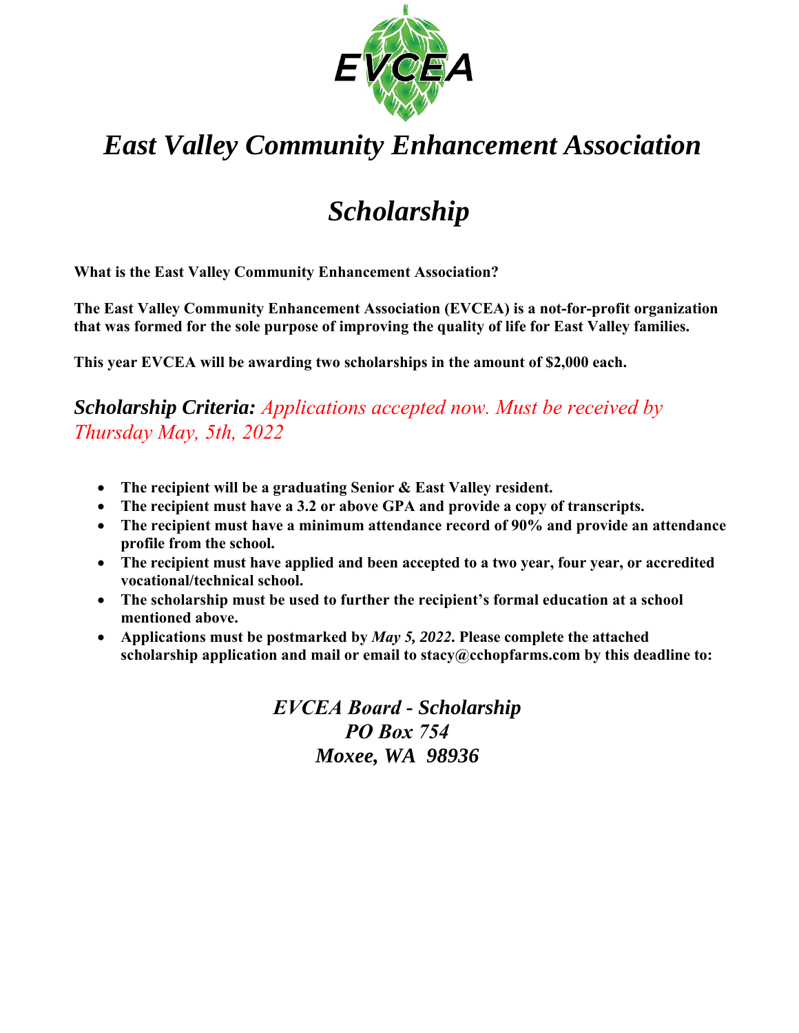EVCEA

# *East Valley Community Enhancement Association*

# *Scholarship*

**What is the East Valley Community Enhancement Association?**

**The East Valley Community Enhancement Association (EVCEA) is a not-for-profit organization that was formed for the sole purpose of improving the quality of life for East Valley families.**

**This year EVCEA will be awarding two scholarships in the amount of $2,000 each.**

***Scholarship Criteria:*** *Applications accepted now. Must be received by Thursday May, 5th, 2022*

- **The recipient will be a graduating Senior & East Valley resident.**
- **The recipient must have a 3.2 or above GPA and provide a copy of transcripts.**
- **The recipient must have a minimum attendance record of 90% and provide an attendance profile from the school.**
- **The recipient must have applied and been accepted to a two year, four year, or accredited vocational/technical school.**
- **The scholarship must be used to further the recipient's formal education at a school mentioned above.**
- **Applications must be postmarked by *May 5, 2022*. Please complete the attached scholarship application and mail or email to stacy@cchopfarms.com by this deadline to:**

***EVCEA Board - Scholarship***
***PO Box 754***
***Moxee, WA 98936***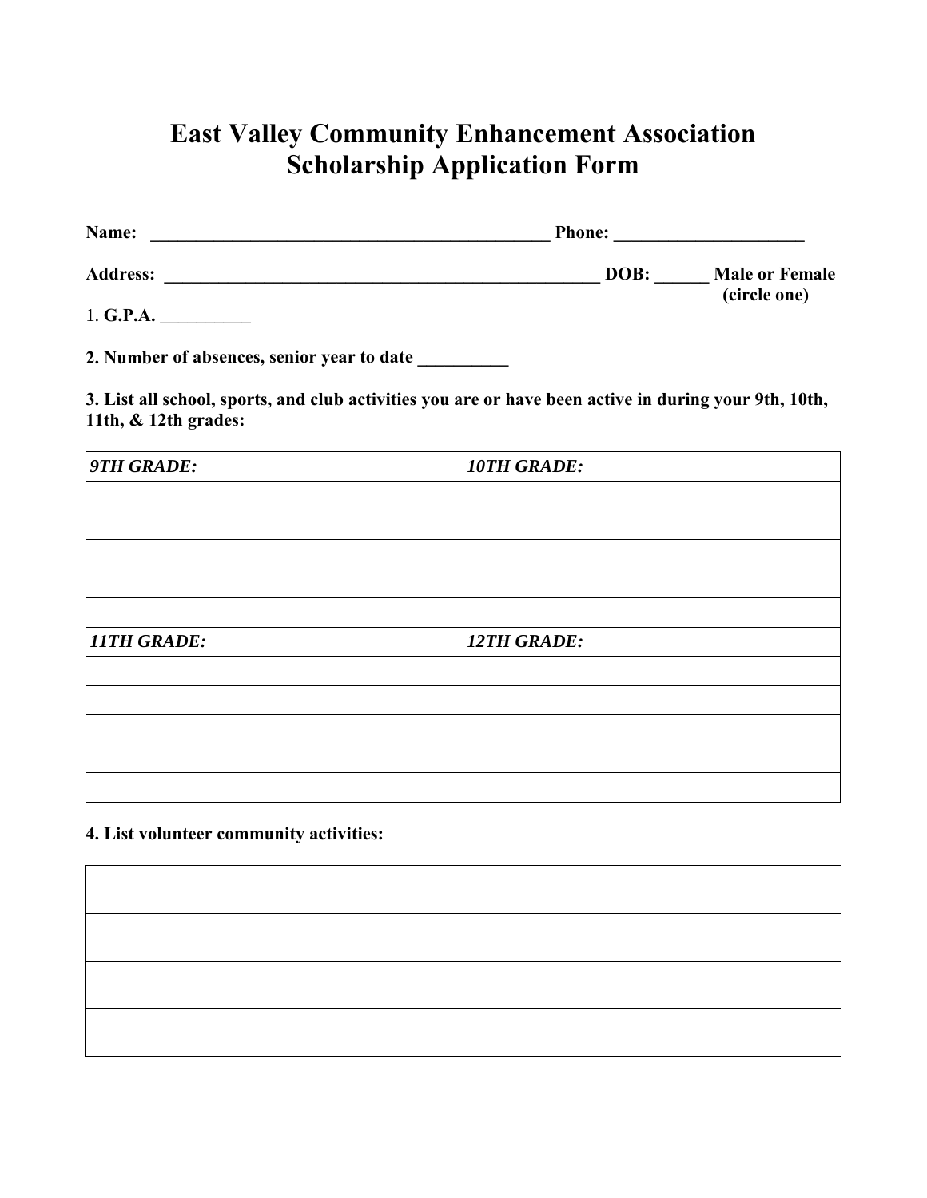# East Valley Community Enhancement Association Scholarship Application Form

**Name:** _____________________________________________ **Phone:** _____________________

**Address:** __________________________________________________ **DOB:** ______ **Male or Female (circle one)**

1. **G.P.A.** __________

**2. Number of absences, senior year to date** __________

**3. List all school, sports, and club activities you are or have been active in during your 9th, 10th, 11th, & 12th grades:**

| ***9TH GRADE:*** | ***10TH GRADE:*** |
|---|---|
| | |
| | |
| | |
| | |
| | |
| ***11TH GRADE:*** | ***12TH GRADE:*** |
| | |
| | |
| | |
| | |
| | |

**4. List volunteer community activities:**

| |
|---|
| |
| |
| |
| |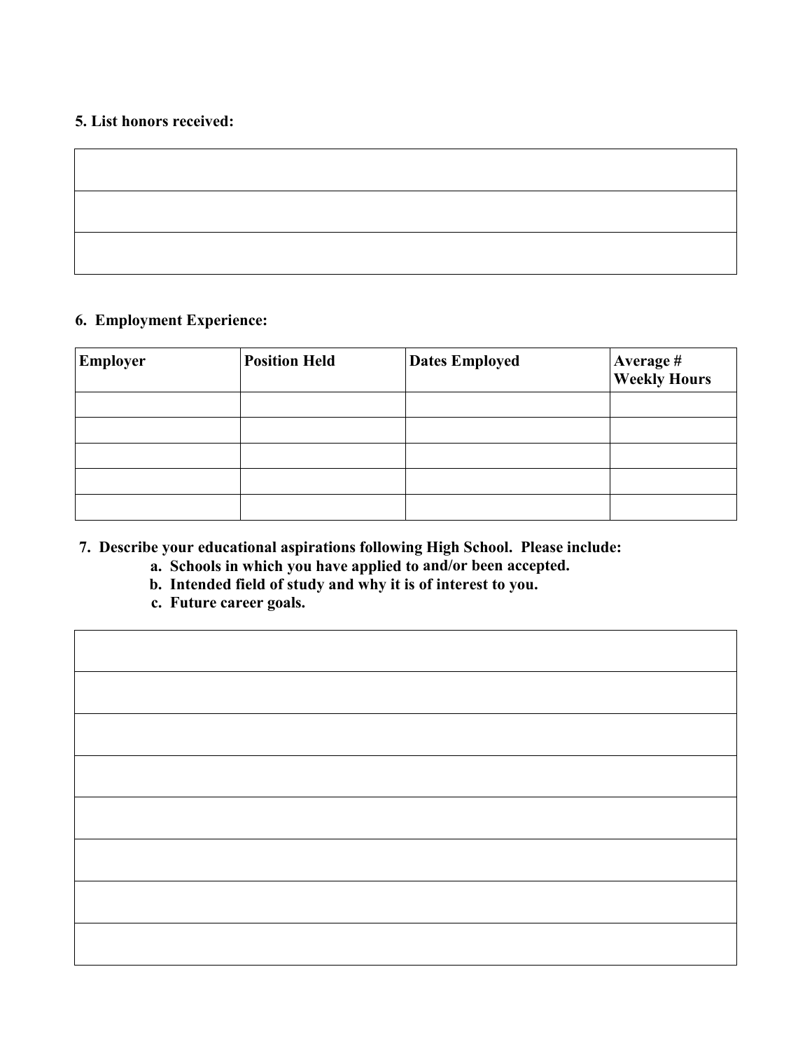**5. List honors received:**

| |
|---|
| |
| |
| |

**6. Employment Experience:**

| Employer | Position Held | Dates Employed | Average # Weekly Hours |
|---|---|---|---|
| | | | |
| | | | |
| | | | |
| | | | |
| | | | |

**7. Describe your educational aspirations following High School. Please include:**

  **a. Schools in which you have applied to and/or been accepted.**
  **b. Intended field of study and why it is of interest to you.**
  **c. Future career goals.**

| |
|---|
| |
| |
| |
| |
| |
| |
| |
| |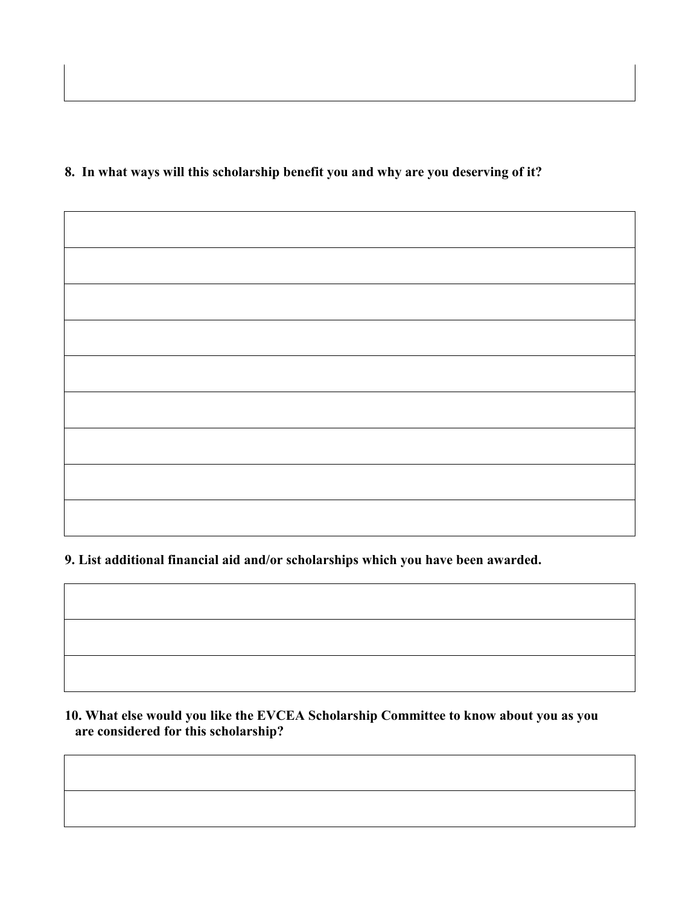**8. In what ways will this scholarship benefit you and why are you deserving of it?**

|  |
|---|
|  |
|  |
|  |
|  |
|  |
|  |
|  |
|  |

**9. List additional financial aid and/or scholarships which you have been awarded.**

|  |
|---|
|  |
|  |

**10. What else would you like the EVCEA Scholarship Committee to know about you as you are considered for this scholarship?**

|  |
|---|
|  |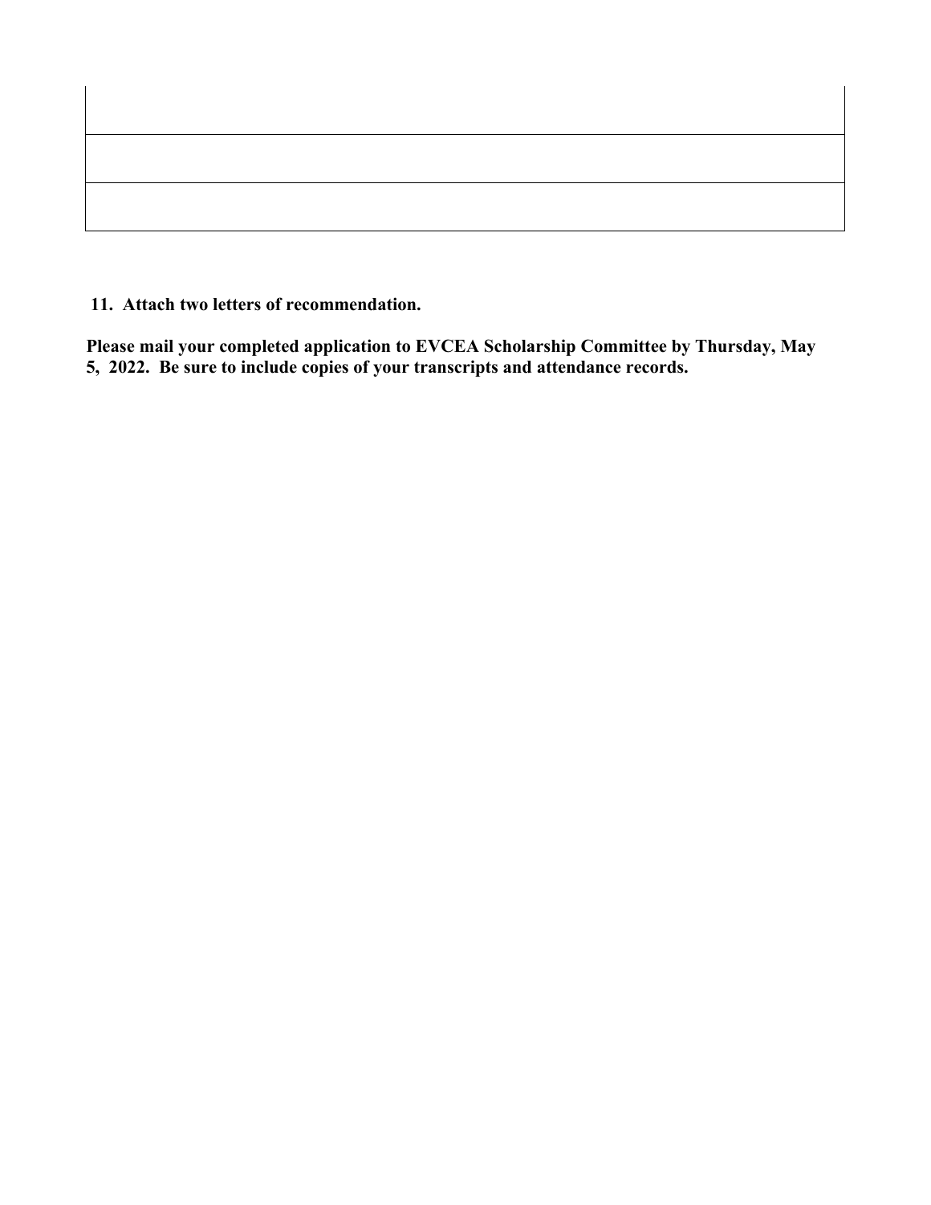| |
|---|
| |
| |
| |

**11. Attach two letters of recommendation.**

**Please mail your completed application to EVCEA Scholarship Committee by Thursday, May 5, 2022. Be sure to include copies of your transcripts and attendance records.**